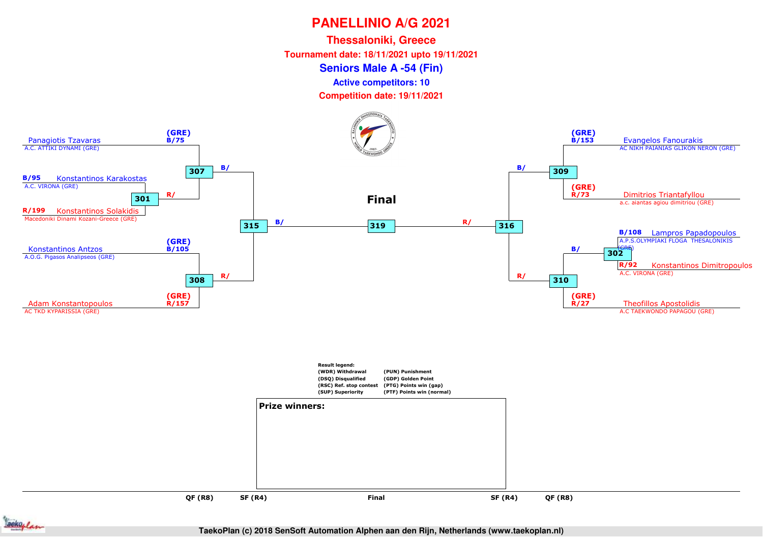# PANELLINIO A/G 2021

## Thessaloniki, Greece

**Tournament date: 18/11/2021 upto 19/11/2021**

## Seniors Male A -54 (Fin)

**Active competitors: 10**

**Competition date: 19/11/2021**

### Final

**Left side of bracket**

- (GRE) B/75 Panagiotis Tzavaras — A.C. ATTIKI DYNAMI (GRE)
- B/95 Konstantinos Karakostas — A.C. VIRONA (GRE)
- R/199 Konstantinos Solakidis — Macedoniki Dinami Kozani-Greece (GRE)
- (GRE) B/105 Konstantinos Antzos — A.O.G. Pigasos Analipseos (GRE)
- (GRE) R/157 Adam Konstantopoulos — AC TKD KYPARISSIA (GRE)

Matches: 301 (B/95 vs R/199) → R/; 307 (B/75 vs winner 301) → B/; 308 (B/105 vs R/157) → R/; 315 (winner 307 B/ vs winner 308 R/) → B/

**Right side of bracket**

- (GRE) B/153 Evangelos Fanourakis — AC NIKH PAIANIAS GLIKON NERON (GRE)
- (GRE) R/73 Dimitrios Triantafyllou — a.c. aiantas agiou dimitriou (GRE)
- B/108 Lampros Papadopoulos — A.P.S.OLYMPIAKI FLOGA THESALONIKIS (GRE)
- R/92 Konstantinos Dimitropoulos — A.C. VIRONA (GRE)
- (GRE) R/27 Theofillos Apostolidis — A.C TAEKWONDO PAPAGOU (GRE)

Matches: 309 (B/153 vs R/73) → B/; 302 (B/108 vs R/92) → B/; 310 (winner 302 vs R/27) → R/; 316 (winner 309 B/ vs winner 310 R/) → R/

**Final: 319** (winner 315 B/ vs winner 316 R/)

**Result legend:**

| | |
|---|---|
| (WDR) Withdrawal | (PUN) Punishment |
| (DSQ) Disqualified | (GDP) Golden Point |
| (RSC) Ref. stop contest | (PTG) Points win (gap) |
| (SUP) Superiority | (PTF) Points win (normal) |

**Prize winners:**

QF (R8) | SF (R4) | Final | SF (R4) | QF (R8)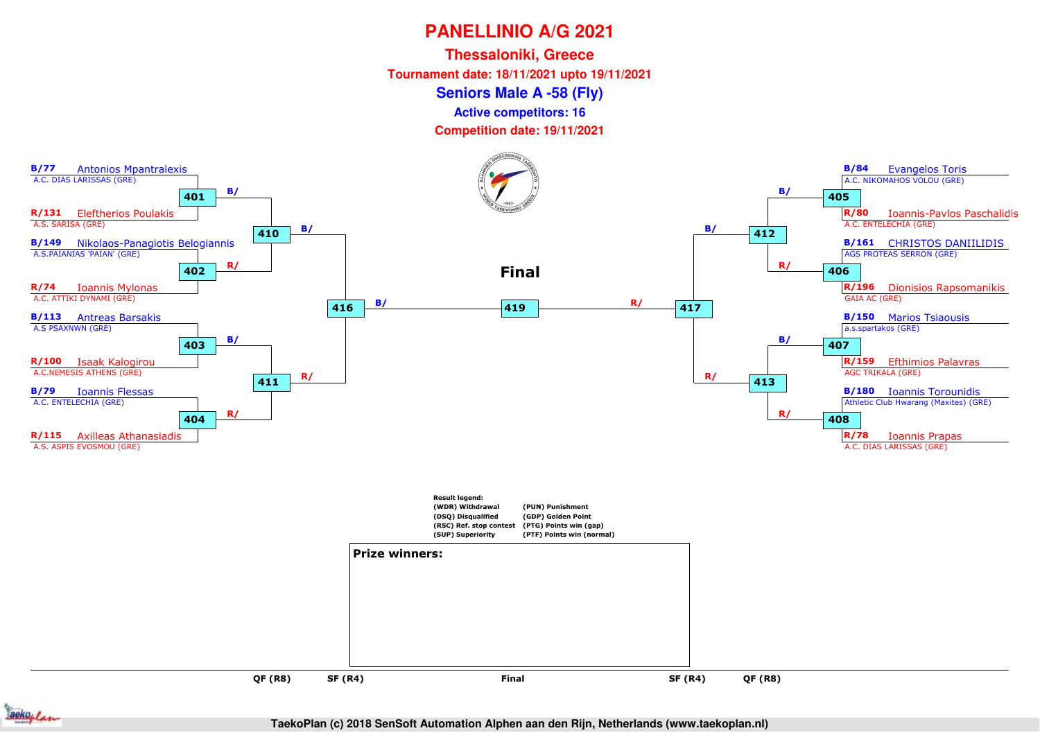# PANELLINIO A/G 2021

## Thessaloniki, Greece

**Tournament date: 18/11/2021 upto 19/11/2021**

## Seniors Male A -58 (Fly)

**Active competitors: 16**

**Competition date: 19/11/2021**

| Match | Blue | Red |
|---|---|---|
| 401 | B/77 Antonios Mpantralexis – A.C. DIAS LARISSAS (GRE) | R/131 Eleftherios Poulakis – A.S. SARISA (GRE) |
| 402 | B/149 Nikolaos-Panagiotis Belogiannis – A.S.PAIANIAS 'PAIAN' (GRE) | R/74 Ioannis Mylonas – A.C. ATTIKI DYNAMI (GRE) |
| 403 | B/113 Antreas Barsakis – A.S PSAXNWN (GRE) | R/100 Isaak Kalogirou – A.C.NEMESIS ATHENS (GRE) |
| 404 | B/79 Ioannis Flessas – A.C. ENTELECHIA (GRE) | R/115 Axilleas Athanasiadis – A.S. ASPIS EVOSMOU (GRE) |
| 405 | B/84 Evangelos Toris – A.C. NIKOMAHOS VOLOU (GRE) | R/80 Ioannis-Pavlos Paschalidis – A.C. ENTELECHIA (GRE) |
| 406 | B/161 CHRISTOS DANIILIDIS – AGS PROTEAS SERRON (GRE) | R/196 Dionisios Rapsomanikis – GAIA AC (GRE) |
| 407 | B/150 Marios Tsiaousis – a.s.spartakos (GRE) | R/159 Efthimios Palavras – AGC TRIKALA (GRE) |
| 408 | B/180 Ioannis Torounidis – Athletic Club Hwarang (Maxites) (GRE) | R/78 Ioannis Prapas – A.C. DIAS LARISSAS (GRE) |
| 410 | B/ (winner 401) | R/ (winner 402) |
| 411 | B/ (winner 403) | R/ (winner 404) |
| 412 | B/ (winner 405) | R/ (winner 406) |
| 413 | B/ (winner 407) | R/ (winner 408) |
| 416 | B/ (winner 410) | R/ (winner 411) |
| 417 | B/ (winner 412) | R/ (winner 413) |
| 419 (Final) | B/ (winner 416) | R/ (winner 417) |

QF (R8) | SF (R4) | Final | SF (R4) | QF (R8)

**Result legend:**

- (WDR) Withdrawal
- (DSQ) Disqualified
- (RSC) Ref. stop contest
- (SUP) Superiority
- (PUN) Punishment
- (GDP) Golden Point
- (PTG) Points win (gap)
- (PTF) Points win (normal)

**Prize winners:**

TaekoPlan (c) 2018 SenSoft Automation Alphen aan den Rijn, Netherlands (www.taekoplan.nl)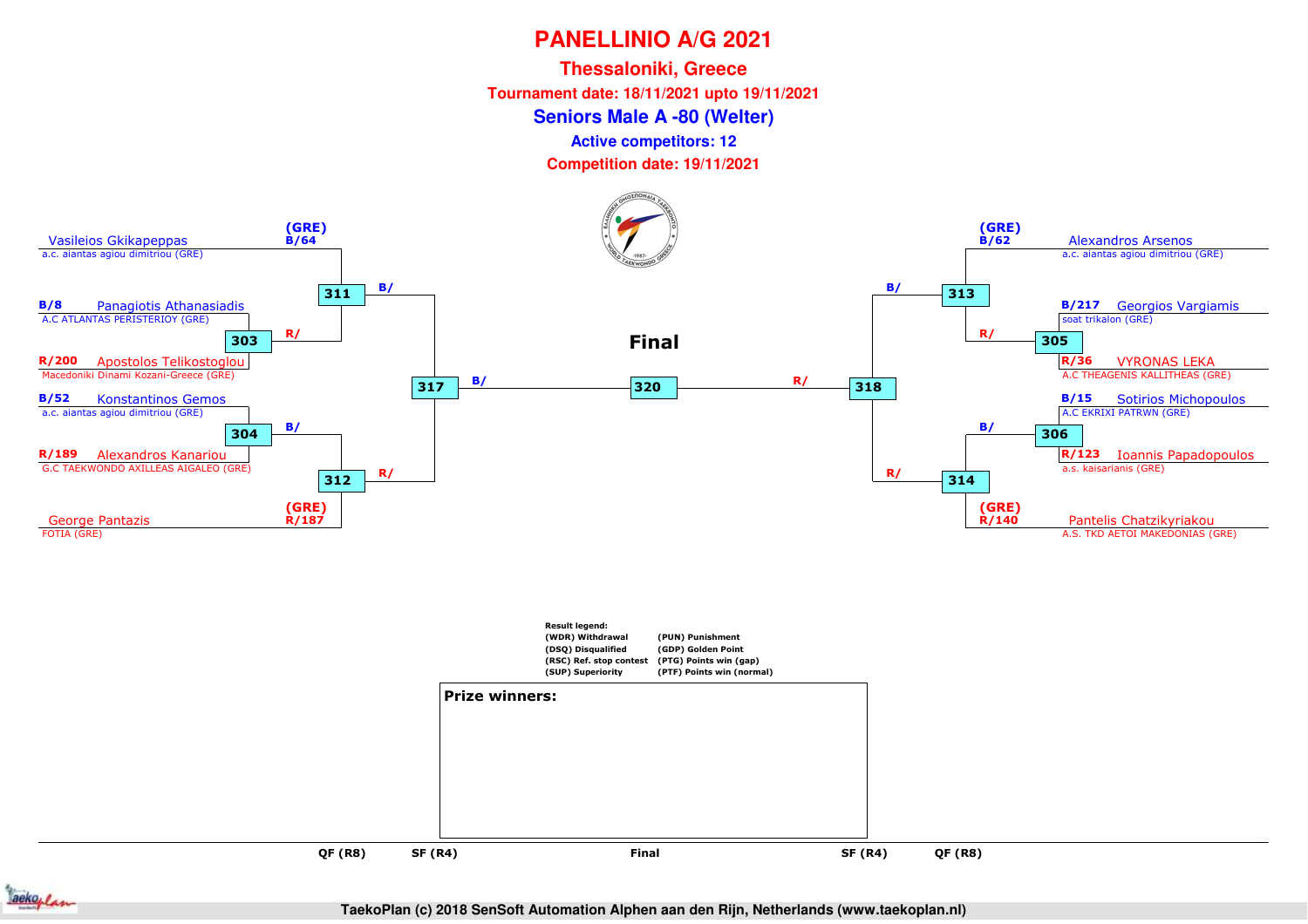# PANELLINIO A/G 2021

## Thessaloniki, Greece

**Tournament date: 18/11/2021 upto 19/11/2021**

## Seniors Male A -80 (Welter)

**Active competitors: 12**

**Competition date: 19/11/2021**

### Left side of bracket

| Match | Blue (B) | Red (R) |
|---|---|---|
| 303 | B/8 Panagiotis Athanasiadis – A.C ATLANTAS PERISTERIOY (GRE) | R/200 Apostolos Telikostoglou – Macedoniki Dinami Kozani-Greece (GRE) |
| 304 | B/52 Konstantinos Gemos – a.c. aiantas agiou dimitriou (GRE) | R/189 Alexandros Kanariou – G.C TAEKWONDO AXILLEAS AIGALEO (GRE) |
| 311 | (GRE) B/64 Vasileios Gkikapeppas – a.c. aiantas agiou dimitriou (GRE) | R/ (winner 303) |
| 312 | B/ (winner 304) | (GRE) R/187 George Pantazis – FOTIA (GRE) |
| 317 | B/ (winner 311) | R/ (winner 312) |

### Right side of bracket

| Match | Blue (B) | Red (R) |
|---|---|---|
| 305 | B/217 Georgios Vargiamis – soat trikalon (GRE) | R/36 VYRONAS LEKA – A.C THEAGENIS KALLITHEAS (GRE) |
| 306 | B/15 Sotirios Michopoulos – A.C EKRIXI PATRWN (GRE) | R/123 Ioannis Papadopoulos – a.s. kaisarianis (GRE) |
| 313 | (GRE) B/62 Alexandros Arsenos – a.c. aiantas agiou dimitriou (GRE) | R/ (winner 305) |
| 314 | B/ (winner 306) | (GRE) R/140 Pantelis Chatzikyriakou – A.S. TKD AETOI MAKEDONIAS (GRE) |
| 318 | B/ (winner 313) | R/ (winner 314) |

### Final

| Match | Blue (B) | Red (R) |
|---|---|---|
| 320 | B/ (winner 317) | R/ (winner 318) |

Rounds: QF (R8) – SF (R4) – Final – SF (R4) – QF (R8)

**Result legend:**

| | |
|---|---|
| (WDR) Withdrawal | (PUN) Punishment |
| (DSQ) Disqualified | (GDP) Golden Point |
| (RSC) Ref. stop contest | (PTG) Points win (gap) |
| (SUP) Superiority | (PTF) Points win (normal) |

**Prize winners:**

TaekoPlan (c) 2018 SenSoft Automation Alphen aan den Rijn, Netherlands (www.taekoplan.nl)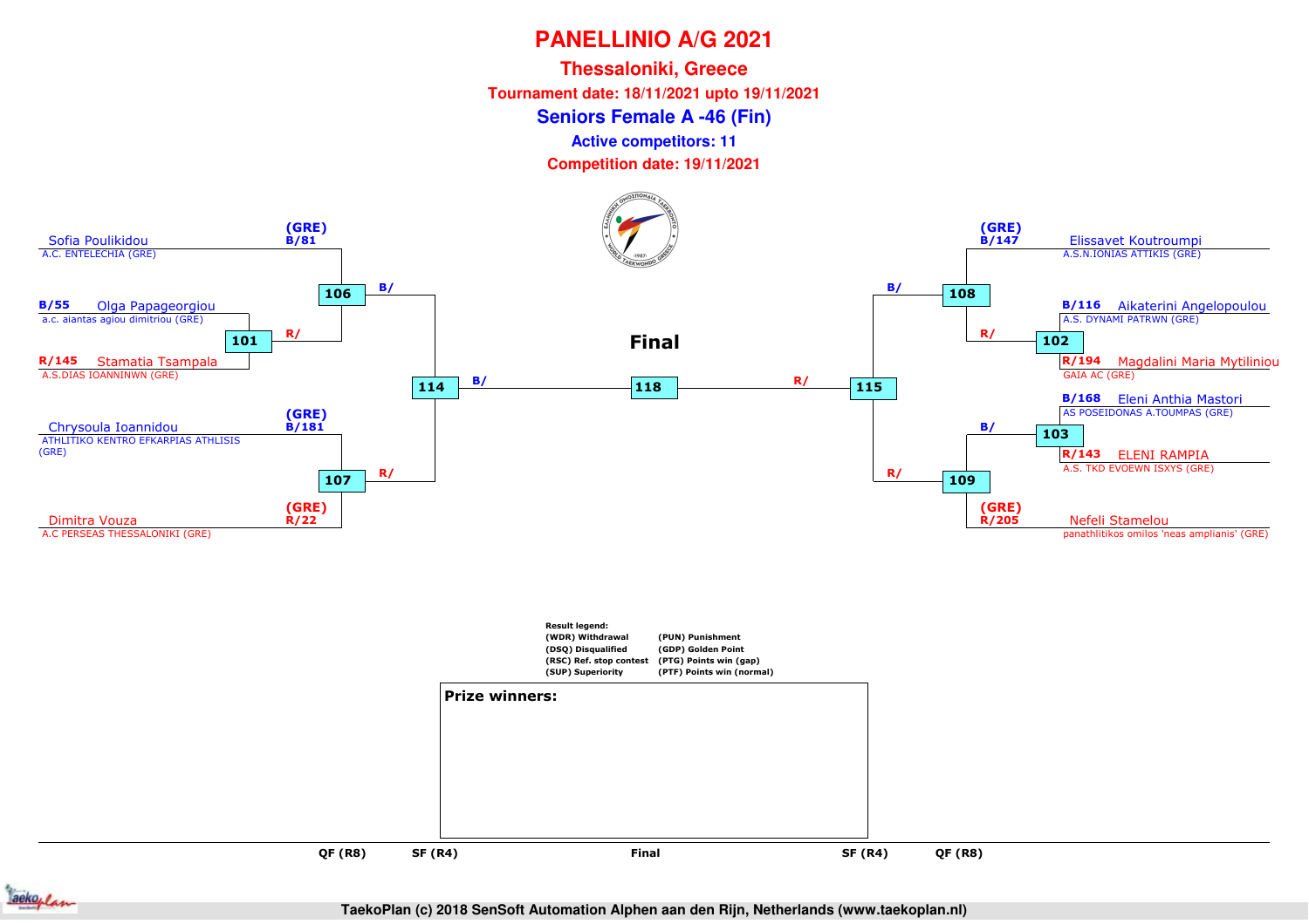# PANELLINIO A/G 2021

## Thessaloniki, Greece

**Tournament date: 18/11/2021 upto 19/11/2021**

## Seniors Female A -46 (Fin)

**Active competitors: 11**

**Competition date: 19/11/2021**

### Left side of bracket

- (GRE) B/81 Sofia Poulikidou — A.C. ENTELECHIA (GRE)
- B/55 Olga Papageorgiou — a.c. aiantas agiou dimitriou (GRE)
- R/145 Stamatia Tsampala — A.S.DIAS IOANNINWN (GRE)
- (GRE) B/181 Chrysoula Ioannidou — ATHLITIKO KENTRO EFKARPIAS ATHLISIS (GRE)
- (GRE) R/22 Dimitra Vouza — A.C PERSEAS THESSALONIKI (GRE)

Matches: 101 (B/55 vs R/145) → R/ into 106; 106 (B/81 vs winner 101) → B/ into 114; 107 (B/181 vs R/22) → R/ into 114; 114 → B/ into 118

### Final

118

### Right side of bracket

- (GRE) B/147 Elissavet Koutroumpi — A.S.N.IONIAS ATTIKIS (GRE)
- B/116 Aikaterini Angelopoulou — A.S. DYNAMI PATRWN (GRE)
- R/194 Magdalini Maria Mytiliniou — GAIA AC (GRE)
- B/168 Eleni Anthia Mastori — AS POSEIDONAS A.TOUMPAS (GRE)
- R/143 ELENI RAMPIA — A.S. TKD EVOEWN ISXYS (GRE)
- (GRE) R/205 Nefeli Stamelou — panathlitikos omilos 'neas amplianis' (GRE)

Matches: 102 (B/116 vs R/194) → R/ into 108; 108 (B/147 vs winner 102) → B/ into 115; 103 (B/168 vs R/143) → B/ into 109; 109 (winner 103 vs R/205) → R/ into 115; 115 → R/ into 118

Rounds: QF (R8) | SF (R4) | Final | SF (R4) | QF (R8)

**Result legend:**

| | |
|---|---|
| (WDR) Withdrawal | (PUN) Punishment |
| (DSQ) Disqualified | (GDP) Golden Point |
| (RSC) Ref. stop contest | (PTG) Points win (gap) |
| (SUP) Superiority | (PTF) Points win (normal) |

**Prize winners:**

TaekoPlan (c) 2018 SenSoft Automation Alphen aan den Rijn, Netherlands (www.taekoplan.nl)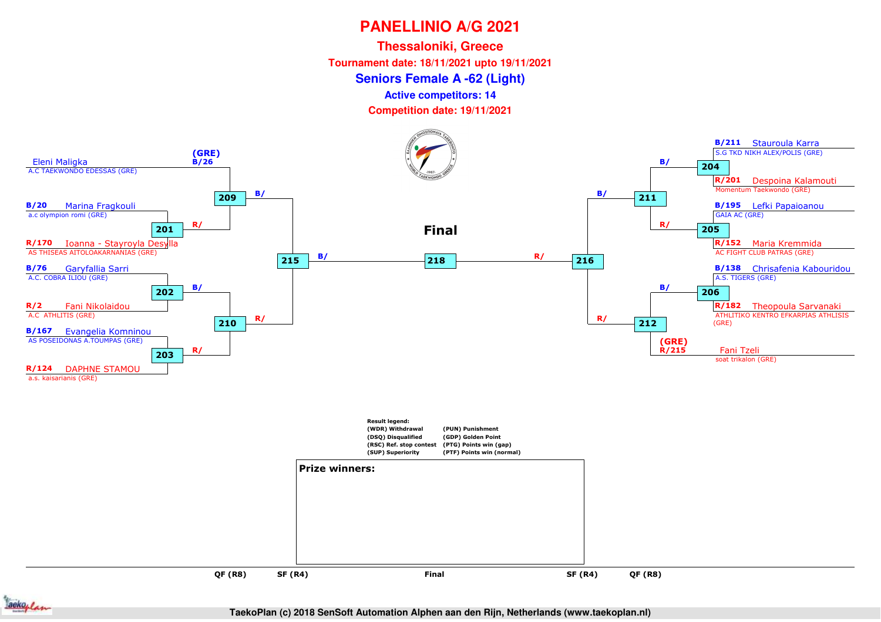# PANELLINIO A/G 2021

## Thessaloniki, Greece

**Tournament date: 18/11/2021 upto 19/11/2021**

## Seniors Female A -62 (Light)

**Active competitors: 14**

**Competition date: 19/11/2021**

### Left side of bracket

- (GRE) B/26 Eleni Maligka — A.C TAEKWONDO EDESSAS (GRE)
- B/20 Marina Fragkouli — a.c olympion romi (GRE)
- R/170 Ioanna - Stayroyla Desylla — AS THISEAS AITOLOAKARNANIAS (GRE)
- B/76 Garyfallia Sarri — A.C. COBRA ILIOU (GRE)
- R/2 Fani Nikolaidou — A.C ATHLITIS (GRE)
- B/167 Evangelia Komninou — AS POSEIDONAS A.TOUMPAS (GRE)
- R/124 DAPHNE STAMOU — a.s. kaisarianis (GRE)

Matches: 201 (Fragkouli vs Desylla), 202 (Sarri vs Nikolaidou), 203 (Komninou vs STAMOU), 209 (Maligka vs winner 201), 210 (winner 202 vs winner 203), 215 (winner 209 vs winner 210)

### Right side of bracket

- B/211 Stauroula Karra — S.G TKD NIKH ALEX/POLIS (GRE)
- R/201 Despoina Kalamouti — Momentum Taekwondo (GRE)
- B/195 Lefki Papaioanou — GAIA AC (GRE)
- R/152 Maria Kremmida — AC FIGHT CLUB PATRAS (GRE)
- B/138 Chrisafenia Kabouridou — A.S. TIGERS (GRE)
- R/182 Theopoula Sarvanaki — ATHLITIKO KENTRO EFKARPIAS ATHLISIS (GRE)
- (GRE) R/215 Fani Tzeli — soat trikalon (GRE)

Matches: 204 (Karra vs Kalamouti), 205 (Papaioanou vs Kremmida), 206 (Kabouridou vs Sarvanaki), 211 (winner 204 vs winner 205), 212 (winner 206 vs Tzeli), 216 (winner 211 vs winner 212)

### Final

218 (B/ winner 215 vs R/ winner 216)

QF (R8) | SF (R4) | Final | SF (R4) | QF (R8)

**Result legend:**

| | |
|---|---|
| (WDR) Withdrawal | (PUN) Punishment |
| (DSQ) Disqualified | (GDP) Golden Point |
| (RSC) Ref. stop contest | (PTG) Points win (gap) |
| (SUP) Superiority | (PTF) Points win (normal) |

**Prize winners:**

TaekoPlan (c) 2018 SenSoft Automation Alphen aan den Rijn, Netherlands (www.taekoplan.nl)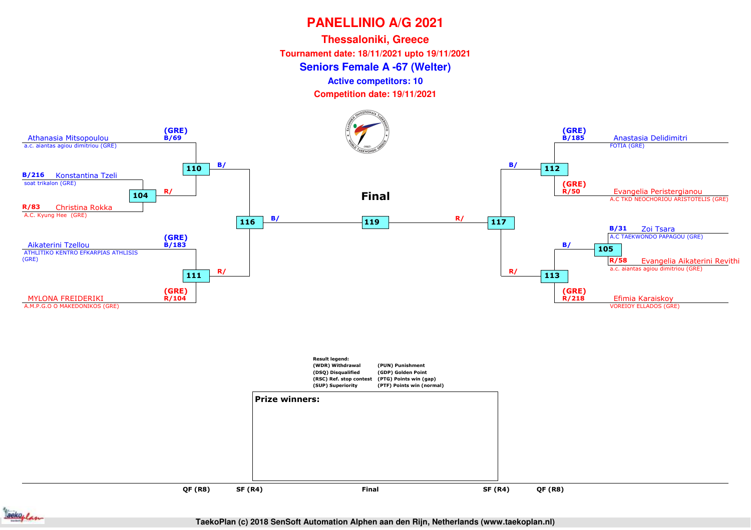# PANELLINIO A/G 2021

## Thessaloniki, Greece

**Tournament date: 18/11/2021 upto 19/11/2021**

## Seniors Female A -67 (Welter)

**Active competitors: 10**

**Competition date: 19/11/2021**

### Left bracket

- (GRE) B/69 Athanasia Mitsopoulou — a.c. aiantas agiou dimitriou (GRE)
- B/216 Konstantina Tzeli — soat trikalon (GRE)
- R/83 Christina Rokka — A.C. Kyung Hee (GRE)
- (GRE) B/183 Aikaterini Tzellou — ATHLITIKO KENTRO EFKARPIAS ATHLISIS (GRE)
- (GRE) R/104 MYLONA FREIDERIKI — A.M.P.G.O O MAKEDONIKOS (GRE)

Matches:
- 104: B/216 Konstantina Tzeli vs R/83 Christina Rokka
- 110: Athanasia Mitsopoulou (B/) vs winner 104 (R/)
- 111: Aikaterini Tzellou vs MYLONA FREIDERIKI
- 116: winner 110 (B/) vs winner 111 (R/)

### Final

- 119: winner 116 (B/) vs winner 117 (R/)

### Right bracket

- (GRE) B/185 Anastasia Delidimitri — FOTIA (GRE)
- (GRE) R/50 Evangelia Peristergianou — A.C TKD NEOCHORIOU ARISTOTELIS (GRE)
- B/31 Zoi Tsara — A.C TAEKWONDO PAPAGOU (GRE)
- R/58 Evangelia Aikaterini Revithi — a.c. aiantas agiou dimitriou (GRE)
- (GRE) R/218 Efimia Karaiskoy — VOREIOY ELLADOS (GRE)

Matches:
- 112: Anastasia Delidimitri vs Evangelia Peristergianou
- 105: B/31 Zoi Tsara vs R/58 Evangelia Aikaterini Revithi
- 113: winner 105 (B/) vs Efimia Karaiskoy
- 117: winner 112 (B/) vs winner 113 (R/)

**Result legend:**

| | |
|---|---|
| (WDR) Withdrawal | (PUN) Punishment |
| (DSQ) Disqualified | (GDP) Golden Point |
| (RSC) Ref. stop contest | (PTG) Points win (gap) |
| (SUP) Superiority | (PTF) Points win (normal) |

**Prize winners:**

QF (R8) | SF (R4) | Final | SF (R4) | QF (R8)

TaekoPlan (c) 2018 SenSoft Automation Alphen aan den Rijn, Netherlands (www.taekoplan.nl)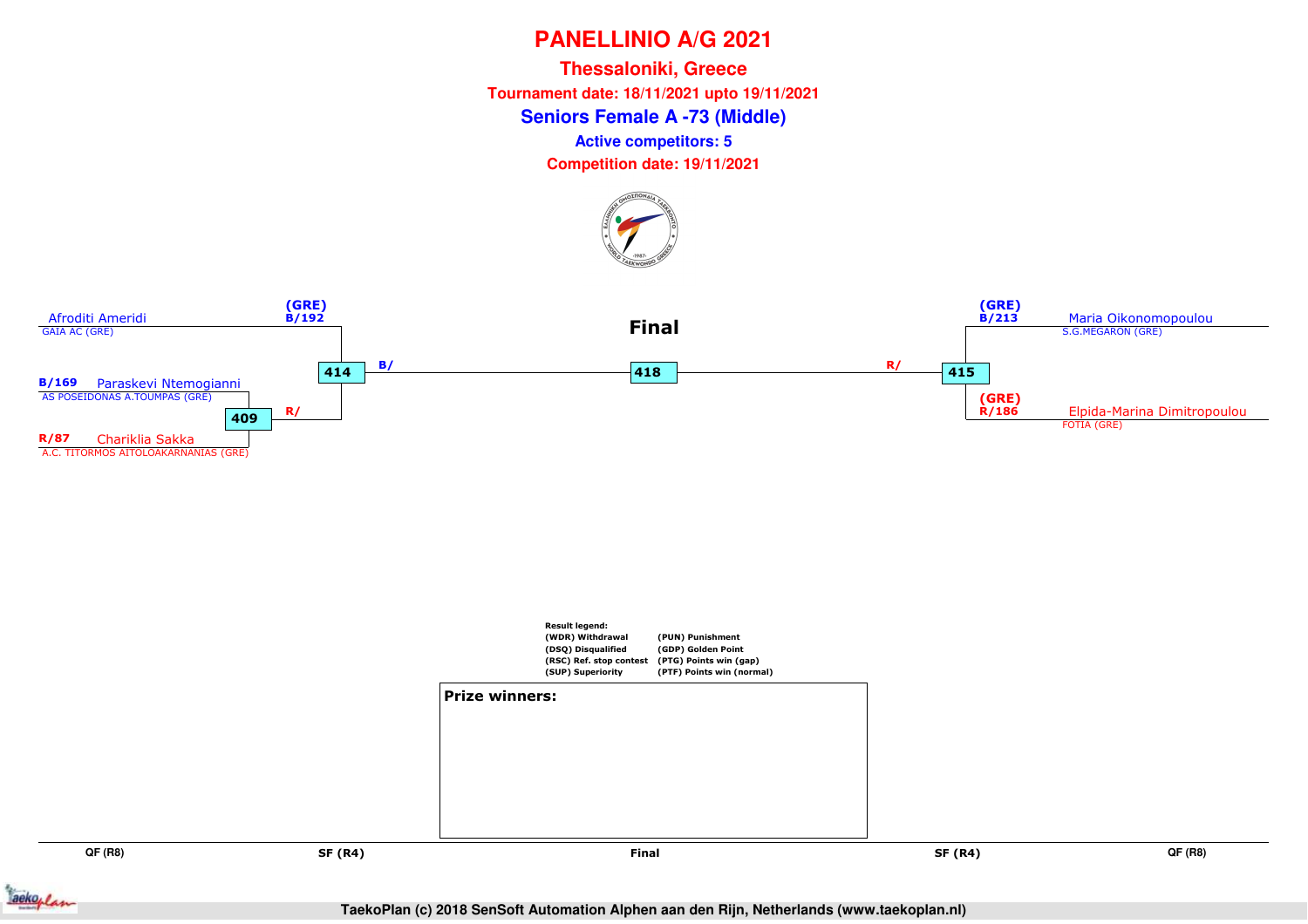# PANELLINIO A/G 2021

## Thessaloniki, Greece

**Tournament date: 18/11/2021 upto 19/11/2021**

## Seniors Female A -73 (Middle)

**Active competitors: 5**

**Competition date: 19/11/2021**

**Final**

**Left side:**

- (GRE) B/192 Afroditi Ameridi — GAIA AC (GRE)
- B/169 Paraskevi Ntemogianni — AS POSEIDONAS A.TOUMPAS (GRE)
- R/87 Chariklia Sakka — A.C. TITORMOS AITOLOAKARNANIAS (GRE)

Match 409: B/169 Paraskevi Ntemogianni vs R/87 Chariklia Sakka → R/

Match 414: B/192 Afroditi Ameridi vs winner 409 → B/

**Right side:**

- (GRE) B/213 Maria Oikonomopoulou — S.G.MEGARON (GRE)
- (GRE) R/186 Elpida-Marina Dimitropoulou — FOTIA (GRE)

Match 415: B/213 Maria Oikonomopoulou vs R/186 Elpida-Marina Dimitropoulou → R/

**Final: Match 418** (B/ winner 414 vs R/ winner 415)

**Result legend:**

| | |
|---|---|
| (WDR) Withdrawal | (PUN) Punishment |
| (DSQ) Disqualified | (GDP) Golden Point |
| (RSC) Ref. stop contest | (PTG) Points win (gap) |
| (SUP) Superiority | (PTF) Points win (normal) |

**Prize winners:**

QF (R8) | SF (R4) | Final | SF (R4) | QF (R8)

TaekoPlan (c) 2018 SenSoft Automation Alphen aan den Rijn, Netherlands (www.taekoplan.nl)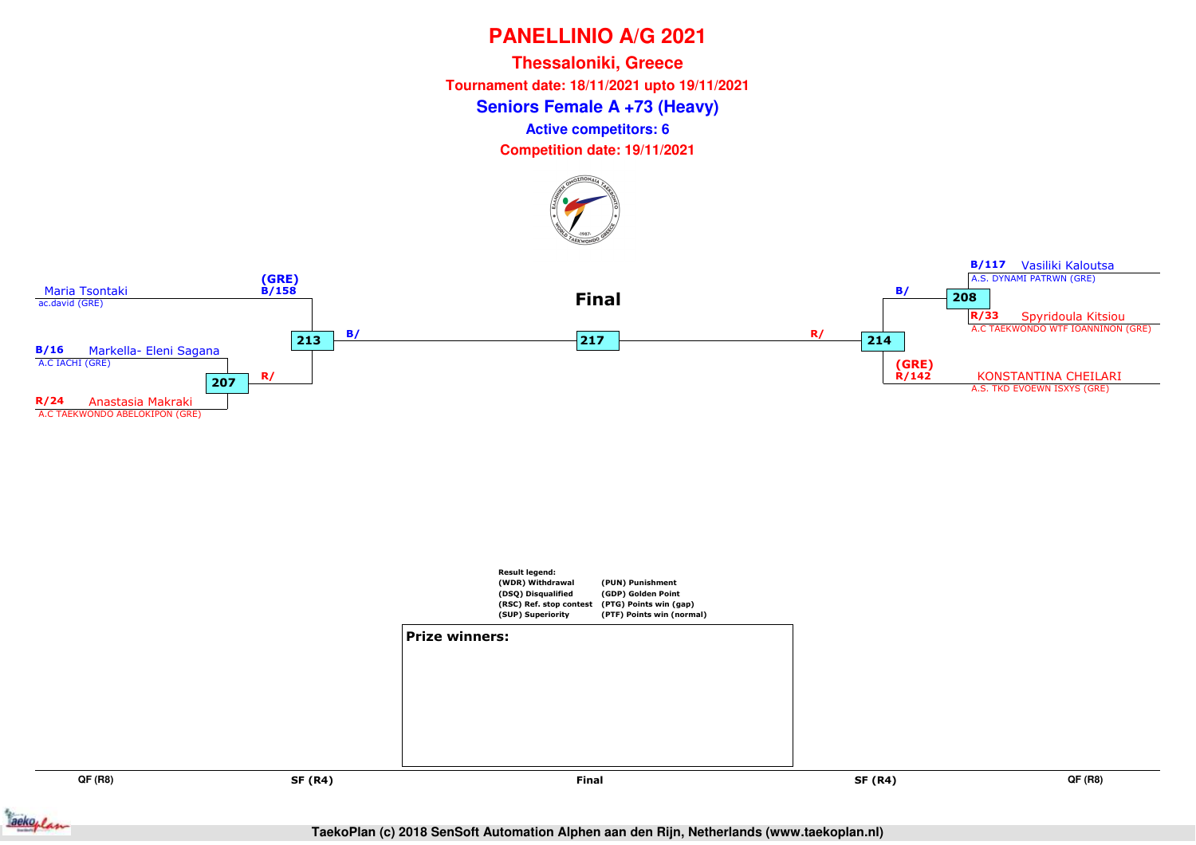# PANELLINIO A/G 2021

## Thessaloniki, Greece

**Tournament date: 18/11/2021 upto 19/11/2021**

## Seniors Female A +73 (Heavy)

**Active competitors: 6**

**Competition date: 19/11/2021**

Maria Tsontaki
ac.david (GRE)

(GRE)
B/158

B/16 Markella- Eleni Sagana
A.C IACHI (GRE)

207

R/24 Anastasia Makraki
A.C TAEKWONDO ABELOKIPON (GRE)

R/

213

B/

**Final**

217

R/

214

B/

208

B/117 Vasiliki Kaloutsa
A.S. DYNAMI PATRWN (GRE)

R/33 Spyridoula Kitsiou
A.C TAEKWONDO WTF IOANNINON (GRE)

(GRE)
R/142 KONSTANTINA CHEILARI
A.S. TKD EVOEWN ISXYS (GRE)

Result legend:

(WDR) Withdrawal
(DSQ) Disqualified
(RSC) Ref. stop contest
(SUP) Superiority
(PUN) Punishment
(GDP) Golden Point
(PTG) Points win (gap)
(PTF) Points win (normal)

**Prize winners:**

QF (R8) | SF (R4) | Final | SF (R4) | QF (R8)

TaekoPlan (c) 2018 SenSoft Automation Alphen aan den Rijn, Netherlands (www.taekoplan.nl)